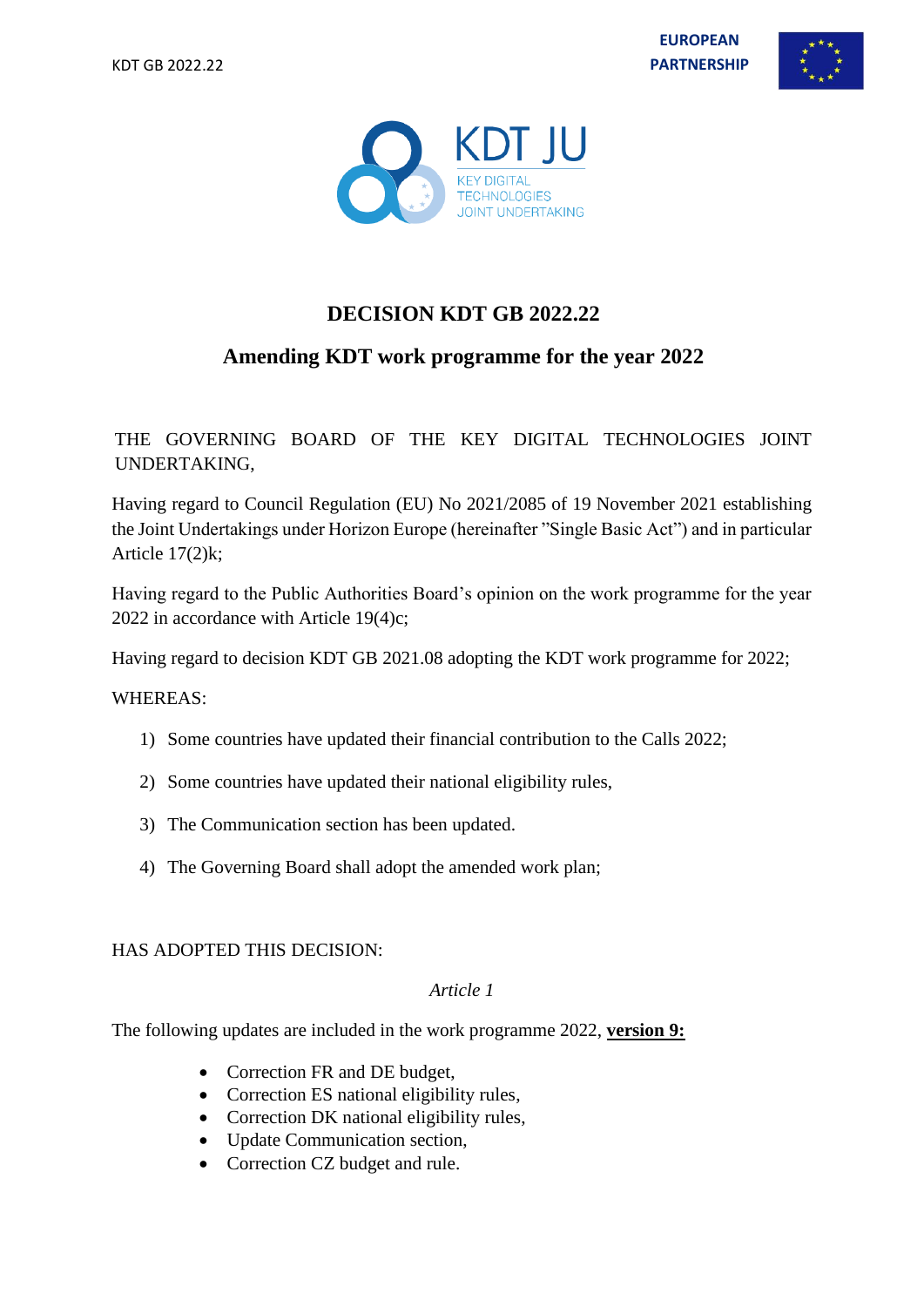# DECISION KDT GB 2022.22

## Amending KDT work programme for the year 2022

THE GOVERNING BOARD OF THE KEY DIGITAL TECHNOLOGIES JOINT UNDERTAKING,

Having regard to Council Regulation (EU) No 2021/2085 of 19 November 2021 establishing the Joint Undertakings under Horizon Europe (hereinafter "Single Basic Act") and in particular Article 17(2)k;

Having regard to the Public Authorities Board's opinion on the work programme for the year 2022 in accordance with Article 19(4)c;

Having regard to decision KDT GB 2021.08 adopting the KDT work programme for 2022;

WHEREAS:

1) Some countries have updated their financial contribution to the Calls 2022;
2) Some countries have updated their national eligibility rules,
3) The Communication section has been updated.
4) The Governing Board shall adopt the amended work plan;

HAS ADOPTED THIS DECISION:

*Article 1*

The following updates are included in the work programme 2022, **version 9:**

- Correction FR and DE budget,
- Correction ES national eligibility rules,
- Correction DK national eligibility rules,
- Update Communication section,
- Correction CZ budget and rule.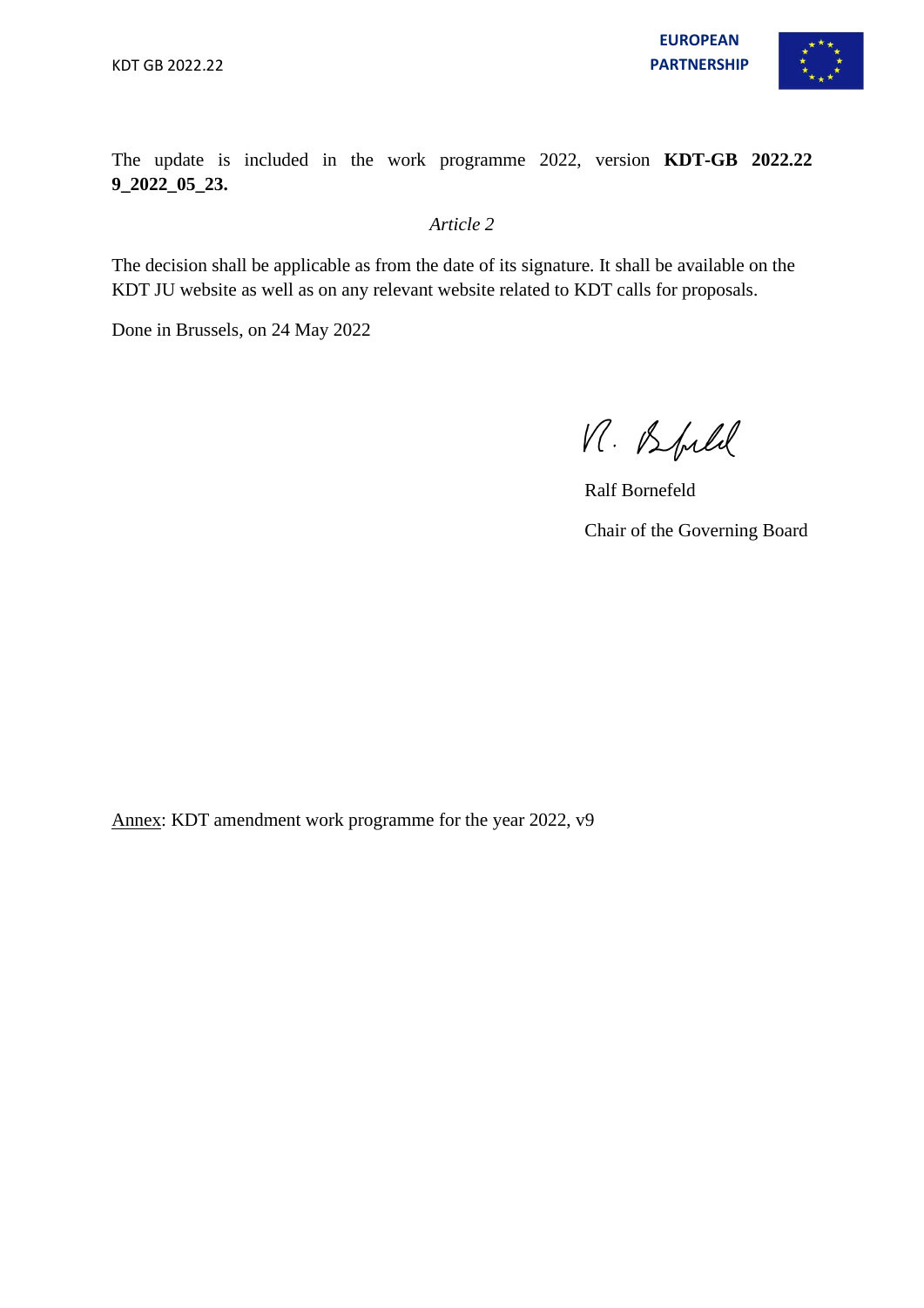The update is included in the work programme 2022, version **KDT-GB 2022.22 9_2022_05_23.**

*Article 2*

The decision shall be applicable as from the date of its signature. It shall be available on the KDT JU website as well as on any relevant website related to KDT calls for proposals.

Done in Brussels, on 24 May 2022

Ralf Bornefeld

Chair of the Governing Board

Annex: KDT amendment work programme for the year 2022, v9